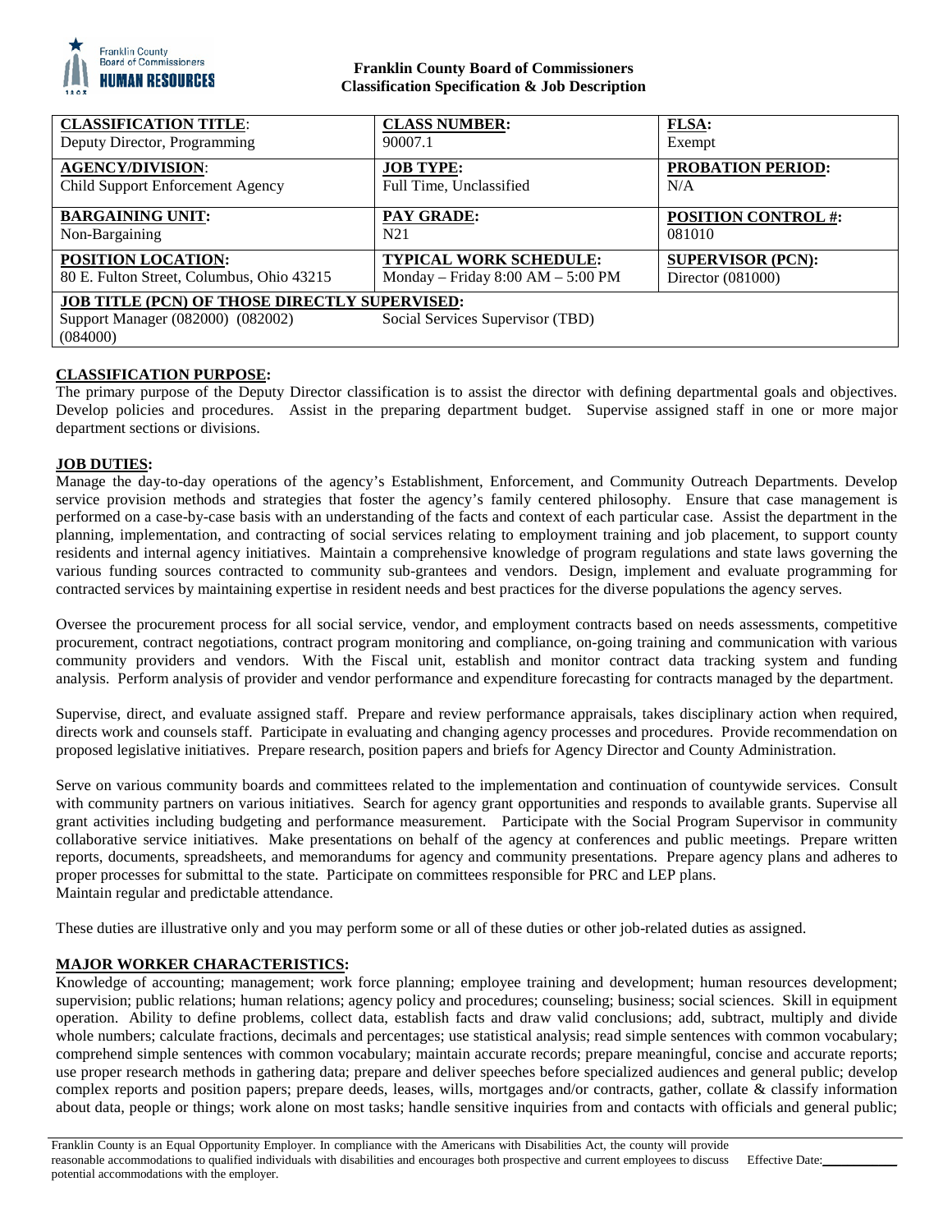**Franklin County Board of Commissioners**
**Classification Specification & Job Description**

| | | |
|---|---|---|
| **CLASSIFICATION TITLE**: Deputy Director, Programming | **CLASS NUMBER:** 90007.1 | **FLSA:** Exempt |
| **AGENCY/DIVISION**: Child Support Enforcement Agency | **JOB TYPE:** Full Time, Unclassified | **PROBATION PERIOD:** N/A |
| **BARGAINING UNIT:** Non-Bargaining | **PAY GRADE:** N21 | **POSITION CONTROL #:** 081010 |
| **POSITION LOCATION:** 80 E. Fulton Street, Columbus, Ohio 43215 | **TYPICAL WORK SCHEDULE:** Monday – Friday 8:00 AM – 5:00 PM | **SUPERVISOR (PCN):** Director (081000) |
| **JOB TITLE (PCN) OF THOSE DIRECTLY SUPERVISED:** Support Manager (082000) (082002) (084000) | Social Services Supervisor (TBD) | |

## CLASSIFICATION PURPOSE:

The primary purpose of the Deputy Director classification is to assist the director with defining departmental goals and objectives. Develop policies and procedures. Assist in the preparing department budget. Supervise assigned staff in one or more major department sections or divisions.

## JOB DUTIES:

Manage the day-to-day operations of the agency's Establishment, Enforcement, and Community Outreach Departments. Develop service provision methods and strategies that foster the agency's family centered philosophy. Ensure that case management is performed on a case-by-case basis with an understanding of the facts and context of each particular case. Assist the department in the planning, implementation, and contracting of social services relating to employment training and job placement, to support county residents and internal agency initiatives. Maintain a comprehensive knowledge of program regulations and state laws governing the various funding sources contracted to community sub-grantees and vendors. Design, implement and evaluate programming for contracted services by maintaining expertise in resident needs and best practices for the diverse populations the agency serves.

Oversee the procurement process for all social service, vendor, and employment contracts based on needs assessments, competitive procurement, contract negotiations, contract program monitoring and compliance, on-going training and communication with various community providers and vendors. With the Fiscal unit, establish and monitor contract data tracking system and funding analysis. Perform analysis of provider and vendor performance and expenditure forecasting for contracts managed by the department.

Supervise, direct, and evaluate assigned staff. Prepare and review performance appraisals, takes disciplinary action when required, directs work and counsels staff. Participate in evaluating and changing agency processes and procedures. Provide recommendation on proposed legislative initiatives. Prepare research, position papers and briefs for Agency Director and County Administration.

Serve on various community boards and committees related to the implementation and continuation of countywide services. Consult with community partners on various initiatives. Search for agency grant opportunities and responds to available grants. Supervise all grant activities including budgeting and performance measurement. Participate with the Social Program Supervisor in community collaborative service initiatives. Make presentations on behalf of the agency at conferences and public meetings. Prepare written reports, documents, spreadsheets, and memorandums for agency and community presentations. Prepare agency plans and adheres to proper processes for submittal to the state. Participate on committees responsible for PRC and LEP plans.
Maintain regular and predictable attendance.

These duties are illustrative only and you may perform some or all of these duties or other job-related duties as assigned.

## MAJOR WORKER CHARACTERISTICS:

Knowledge of accounting; management; work force planning; employee training and development; human resources development; supervision; public relations; human relations; agency policy and procedures; counseling; business; social sciences. Skill in equipment operation. Ability to define problems, collect data, establish facts and draw valid conclusions; add, subtract, multiply and divide whole numbers; calculate fractions, decimals and percentages; use statistical analysis; read simple sentences with common vocabulary; comprehend simple sentences with common vocabulary; maintain accurate records; prepare meaningful, concise and accurate reports; use proper research methods in gathering data; prepare and deliver speeches before specialized audiences and general public; develop complex reports and position papers; prepare deeds, leases, wills, mortgages and/or contracts, gather, collate & classify information about data, people or things; work alone on most tasks; handle sensitive inquiries from and contacts with officials and general public;

Franklin County is an Equal Opportunity Employer. In compliance with the Americans with Disabilities Act, the county will provide reasonable accommodations to qualified individuals with disabilities and encourages both prospective and current employees to discuss potential accommodations with the employer. Effective Date:___________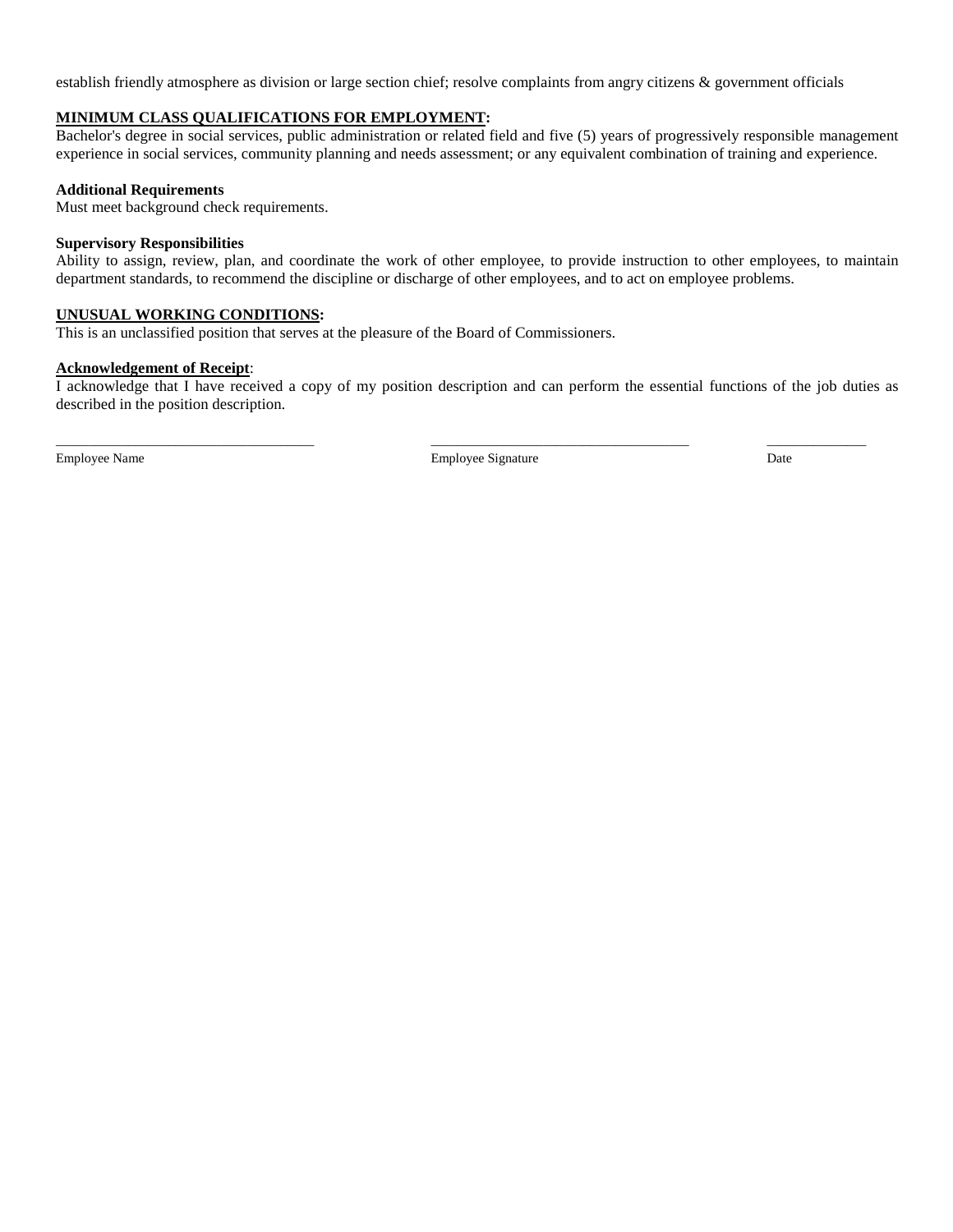establish friendly atmosphere as division or large section chief; resolve complaints from angry citizens & government officials

**<u>MINIMUM CLASS QUALIFICATIONS FOR EMPLOYMENT</u>:**

Bachelor's degree in social services, public administration or related field and five (5) years of progressively responsible management experience in social services, community planning and needs assessment; or any equivalent combination of training and experience.

**Additional Requirements**

Must meet background check requirements.

**Supervisory Responsibilities**

Ability to assign, review, plan, and coordinate the work of other employee, to provide instruction to other employees, to maintain department standards, to recommend the discipline or discharge of other employees, and to act on employee problems.

**<u>UNUSUAL WORKING CONDITIONS</u>:**

This is an unclassified position that serves at the pleasure of the Board of Commissioners.

**<u>Acknowledgement of Receipt</u>**:

I acknowledge that I have received a copy of my position description and can perform the essential functions of the job duties as described in the position description.

| | | |
|---|---|---|
| ___________________________________ | ___________________________________ | _____________ |
| Employee Name | Employee Signature | Date |